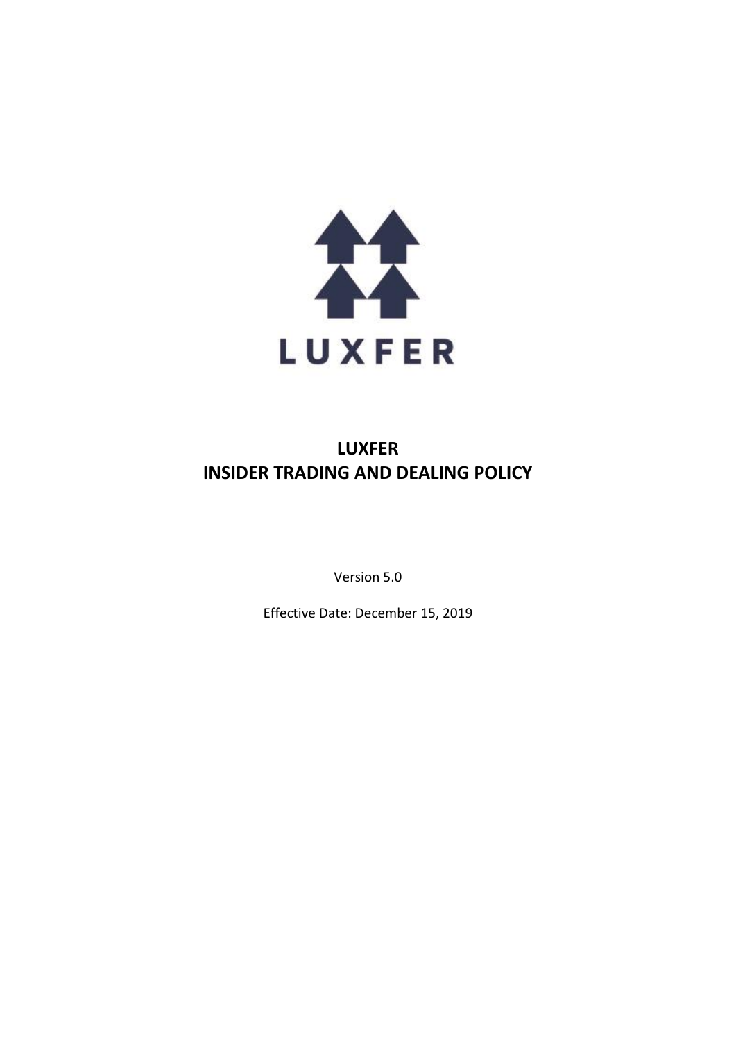LUXFER

# LUXFER
# INSIDER TRADING AND DEALING POLICY

Version 5.0

Effective Date: December 15, 2019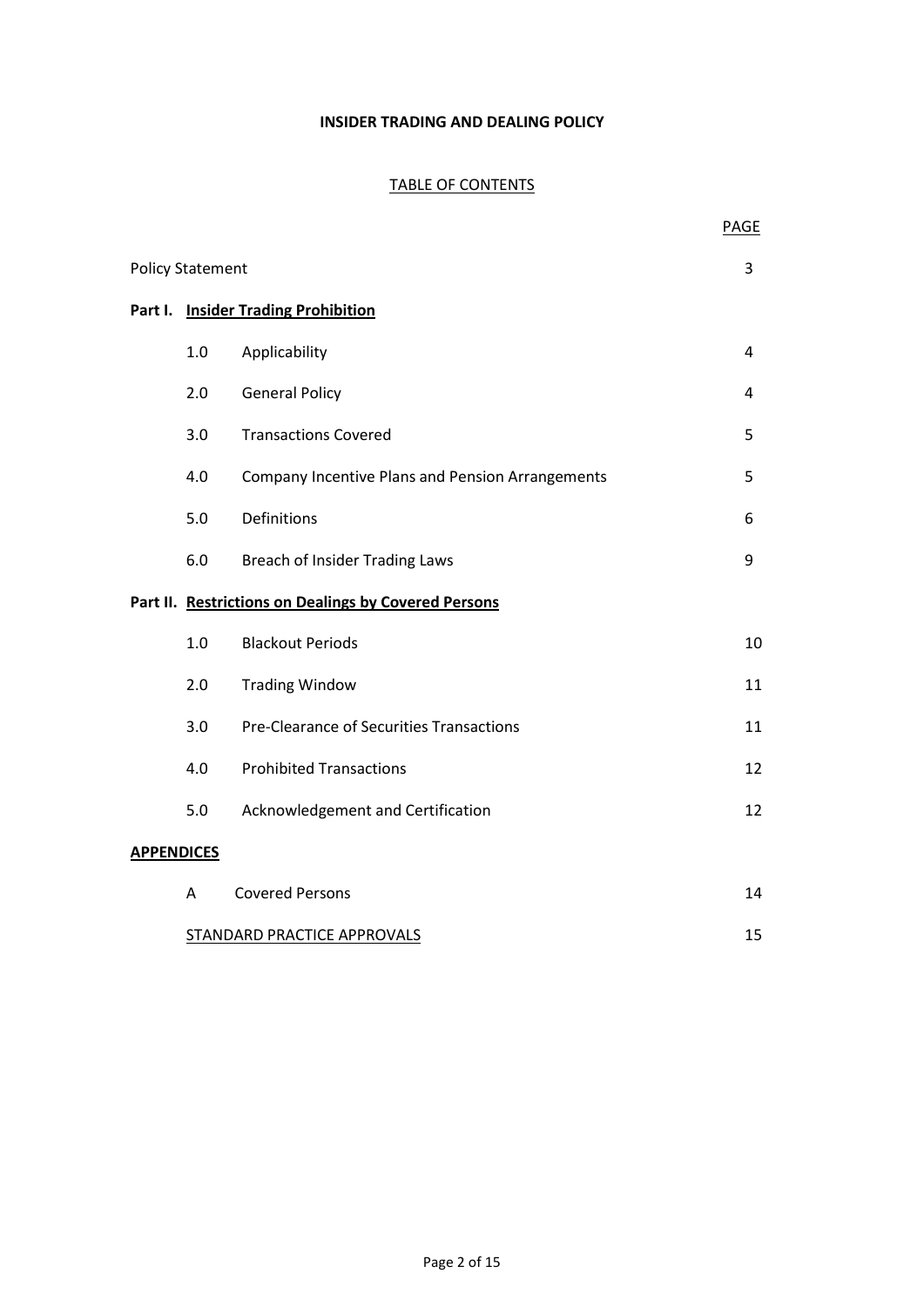**INSIDER TRADING AND DEALING POLICY**

TABLE OF CONTENTS

| | | | PAGE |
|---|---|---|---|
| Policy Statement | | | 3 |
| **Part I.** | | **Insider Trading Prohibition** | |
| | 1.0 | Applicability | 4 |
| | 2.0 | General Policy | 4 |
| | 3.0 | Transactions Covered | 5 |
| | 4.0 | Company Incentive Plans and Pension Arrangements | 5 |
| | 5.0 | Definitions | 6 |
| | 6.0 | Breach of Insider Trading Laws | 9 |
| **Part II.** | | **Restrictions on Dealings by Covered Persons** | |
| | 1.0 | Blackout Periods | 10 |
| | 2.0 | Trading Window | 11 |
| | 3.0 | Pre-Clearance of Securities Transactions | 11 |
| | 4.0 | Prohibited Transactions | 12 |
| | 5.0 | Acknowledgement and Certification | 12 |
| **APPENDICES** | | | |
| | A | Covered Persons | 14 |
| | STANDARD PRACTICE APPROVALS | | 15 |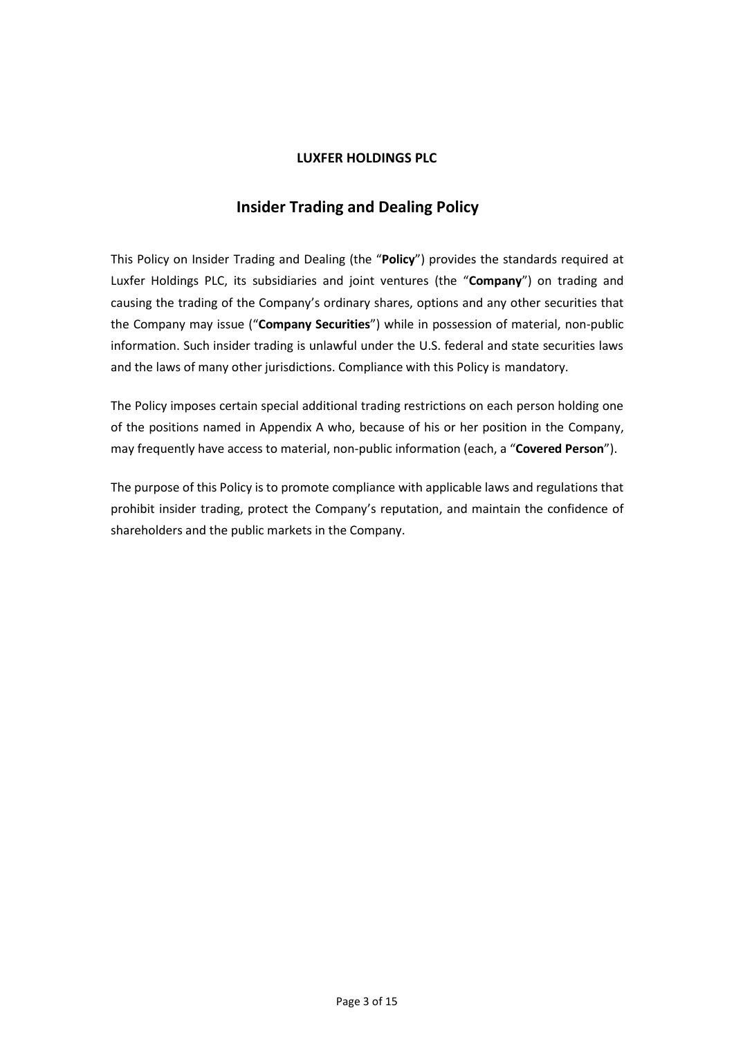**LUXFER HOLDINGS PLC**

# Insider Trading and Dealing Policy

This Policy on Insider Trading and Dealing (the "**Policy**") provides the standards required at Luxfer Holdings PLC, its subsidiaries and joint ventures (the "**Company**") on trading and causing the trading of the Company's ordinary shares, options and any other securities that the Company may issue ("**Company Securities**") while in possession of material, non-public information. Such insider trading is unlawful under the U.S. federal and state securities laws and the laws of many other jurisdictions. Compliance with this Policy is mandatory.

The Policy imposes certain special additional trading restrictions on each person holding one of the positions named in Appendix A who, because of his or her position in the Company, may frequently have access to material, non-public information (each, a "**Covered Person**").

The purpose of this Policy is to promote compliance with applicable laws and regulations that prohibit insider trading, protect the Company's reputation, and maintain the confidence of shareholders and the public markets in the Company.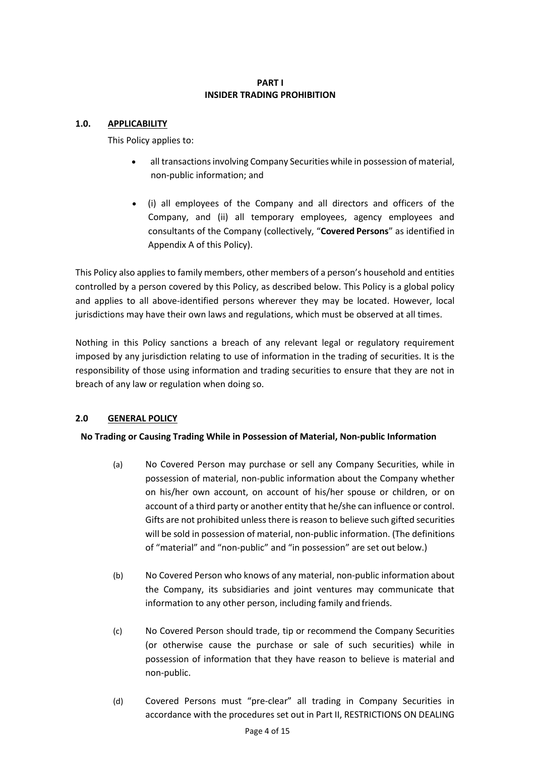# PART I
# INSIDER TRADING PROHIBITION

## 1.0. <u>APPLICABILITY</u>

This Policy applies to:

- all transactions involving Company Securities while in possession of material, non-public information; and
- (i) all employees of the Company and all directors and officers of the Company, and (ii) all temporary employees, agency employees and consultants of the Company (collectively, "**Covered Persons**" as identified in Appendix A of this Policy).

This Policy also applies to family members, other members of a person's household and entities controlled by a person covered by this Policy, as described below. This Policy is a global policy and applies to all above-identified persons wherever they may be located. However, local jurisdictions may have their own laws and regulations, which must be observed at all times.

Nothing in this Policy sanctions a breach of any relevant legal or regulatory requirement imposed by any jurisdiction relating to use of information in the trading of securities. It is the responsibility of those using information and trading securities to ensure that they are not in breach of any law or regulation when doing so.

## 2.0 <u>GENERAL POLICY</u>

**No Trading or Causing Trading While in Possession of Material, Non-public Information**

(a) No Covered Person may purchase or sell any Company Securities, while in possession of material, non-public information about the Company whether on his/her own account, on account of his/her spouse or children, or on account of a third party or another entity that he/she can influence or control. Gifts are not prohibited unless there is reason to believe such gifted securities will be sold in possession of material, non-public information. (The definitions of "material" and "non-public" and "in possession" are set out below.)

(b) No Covered Person who knows of any material, non-public information about the Company, its subsidiaries and joint ventures may communicate that information to any other person, including family and friends.

(c) No Covered Person should trade, tip or recommend the Company Securities (or otherwise cause the purchase or sale of such securities) while in possession of information that they have reason to believe is material and non-public.

(d) Covered Persons must "pre-clear" all trading in Company Securities in accordance with the procedures set out in Part II, RESTRICTIONS ON DEALING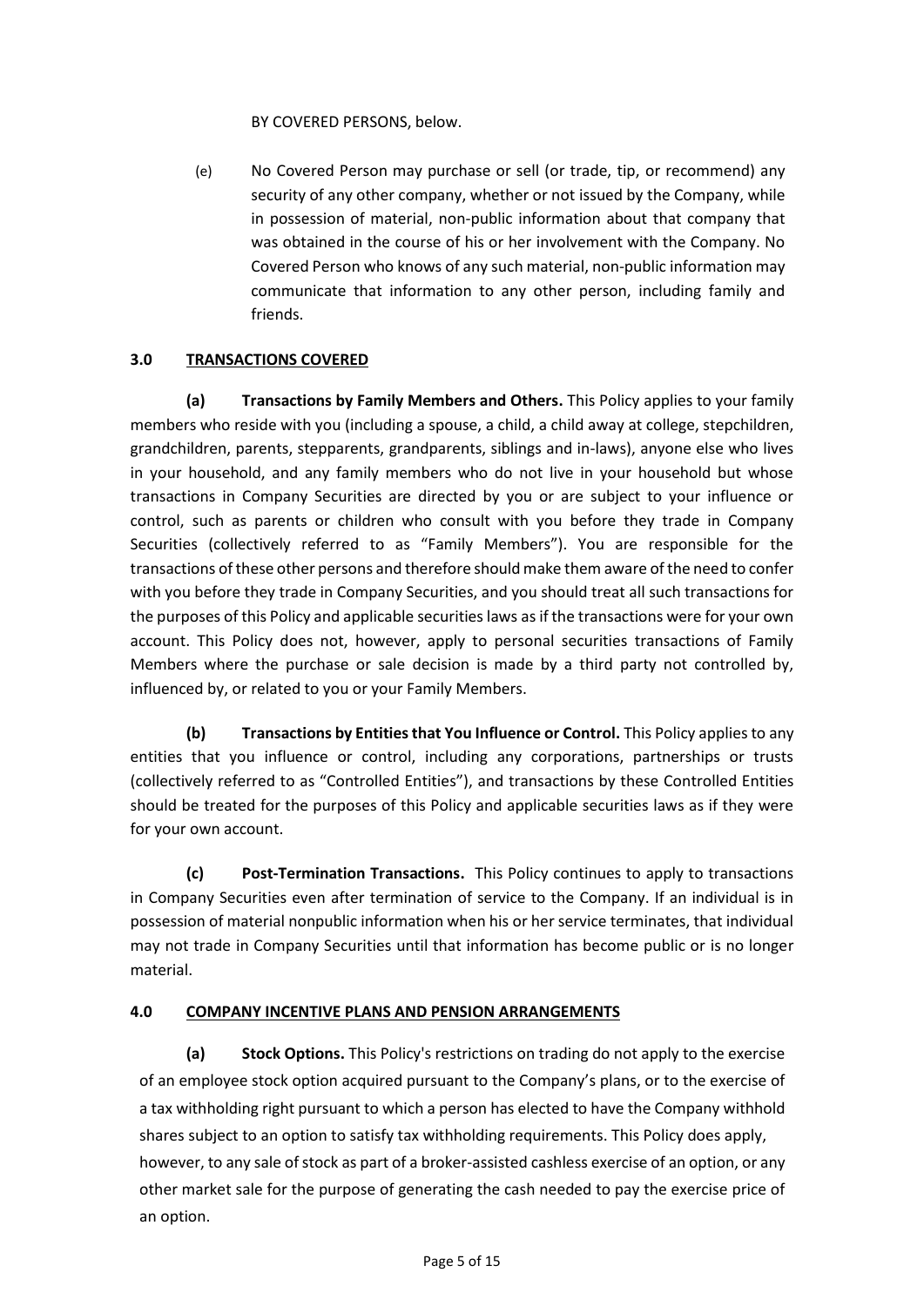BY COVERED PERSONS, below.

(e) No Covered Person may purchase or sell (or trade, tip, or recommend) any security of any other company, whether or not issued by the Company, while in possession of material, non-public information about that company that was obtained in the course of his or her involvement with the Company. No Covered Person who knows of any such material, non-public information may communicate that information to any other person, including family and friends.

## 3.0 TRANSACTIONS COVERED

**(a) Transactions by Family Members and Others.** This Policy applies to your family members who reside with you (including a spouse, a child, a child away at college, stepchildren, grandchildren, parents, stepparents, grandparents, siblings and in-laws), anyone else who lives in your household, and any family members who do not live in your household but whose transactions in Company Securities are directed by you or are subject to your influence or control, such as parents or children who consult with you before they trade in Company Securities (collectively referred to as "Family Members"). You are responsible for the transactions of these other persons and therefore should make them aware of the need to confer with you before they trade in Company Securities, and you should treat all such transactions for the purposes of this Policy and applicable securities laws as if the transactions were for your own account. This Policy does not, however, apply to personal securities transactions of Family Members where the purchase or sale decision is made by a third party not controlled by, influenced by, or related to you or your Family Members.

**(b) Transactions by Entities that You Influence or Control.** This Policy applies to any entities that you influence or control, including any corporations, partnerships or trusts (collectively referred to as "Controlled Entities"), and transactions by these Controlled Entities should be treated for the purposes of this Policy and applicable securities laws as if they were for your own account.

**(c) Post-Termination Transactions.** This Policy continues to apply to transactions in Company Securities even after termination of service to the Company. If an individual is in possession of material nonpublic information when his or her service terminates, that individual may not trade in Company Securities until that information has become public or is no longer material.

## 4.0 COMPANY INCENTIVE PLANS AND PENSION ARRANGEMENTS

**(a) Stock Options.** This Policy's restrictions on trading do not apply to the exercise of an employee stock option acquired pursuant to the Company's plans, or to the exercise of a tax withholding right pursuant to which a person has elected to have the Company withhold shares subject to an option to satisfy tax withholding requirements. This Policy does apply, however, to any sale of stock as part of a broker-assisted cashless exercise of an option, or any other market sale for the purpose of generating the cash needed to pay the exercise price of an option.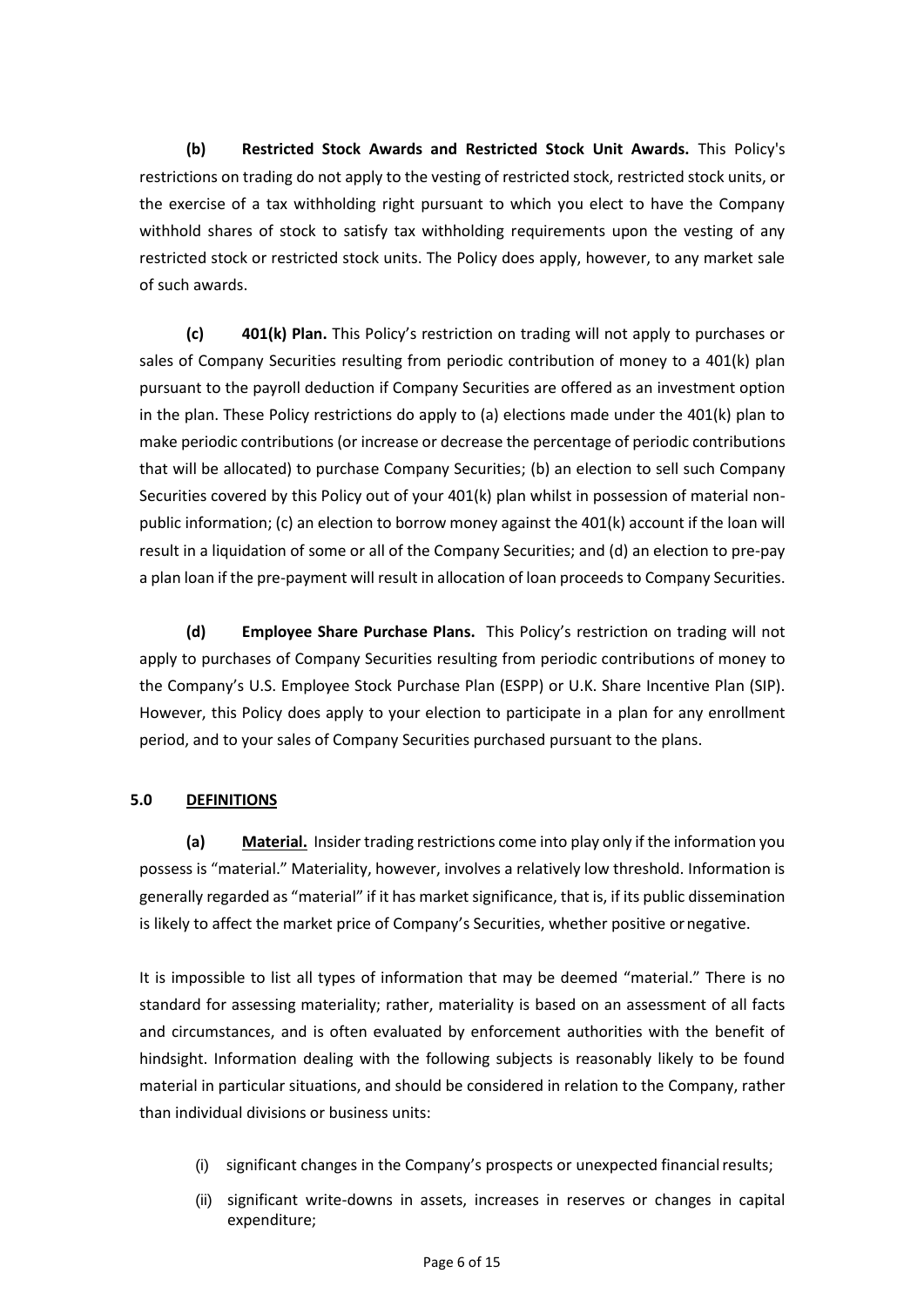**(b) Restricted Stock Awards and Restricted Stock Unit Awards.** This Policy's restrictions on trading do not apply to the vesting of restricted stock, restricted stock units, or the exercise of a tax withholding right pursuant to which you elect to have the Company withhold shares of stock to satisfy tax withholding requirements upon the vesting of any restricted stock or restricted stock units. The Policy does apply, however, to any market sale of such awards.

**(c) 401(k) Plan.** This Policy's restriction on trading will not apply to purchases or sales of Company Securities resulting from periodic contribution of money to a 401(k) plan pursuant to the payroll deduction if Company Securities are offered as an investment option in the plan. These Policy restrictions do apply to (a) elections made under the 401(k) plan to make periodic contributions (or increase or decrease the percentage of periodic contributions that will be allocated) to purchase Company Securities; (b) an election to sell such Company Securities covered by this Policy out of your 401(k) plan whilst in possession of material non-public information; (c) an election to borrow money against the 401(k) account if the loan will result in a liquidation of some or all of the Company Securities; and (d) an election to pre-pay a plan loan if the pre-payment will result in allocation of loan proceeds to Company Securities.

**(d) Employee Share Purchase Plans.** This Policy's restriction on trading will not apply to purchases of Company Securities resulting from periodic contributions of money to the Company's U.S. Employee Stock Purchase Plan (ESPP) or U.K. Share Incentive Plan (SIP). However, this Policy does apply to your election to participate in a plan for any enrollment period, and to your sales of Company Securities purchased pursuant to the plans.

## 5.0 DEFINITIONS

**(a) Material.** Insider trading restrictions come into play only if the information you possess is "material." Materiality, however, involves a relatively low threshold. Information is generally regarded as "material" if it has market significance, that is, if its public dissemination is likely to affect the market price of Company's Securities, whether positive or negative.

It is impossible to list all types of information that may be deemed "material." There is no standard for assessing materiality; rather, materiality is based on an assessment of all facts and circumstances, and is often evaluated by enforcement authorities with the benefit of hindsight. Information dealing with the following subjects is reasonably likely to be found material in particular situations, and should be considered in relation to the Company, rather than individual divisions or business units:

- (i) significant changes in the Company's prospects or unexpected financial results;
- (ii) significant write-downs in assets, increases in reserves or changes in capital expenditure;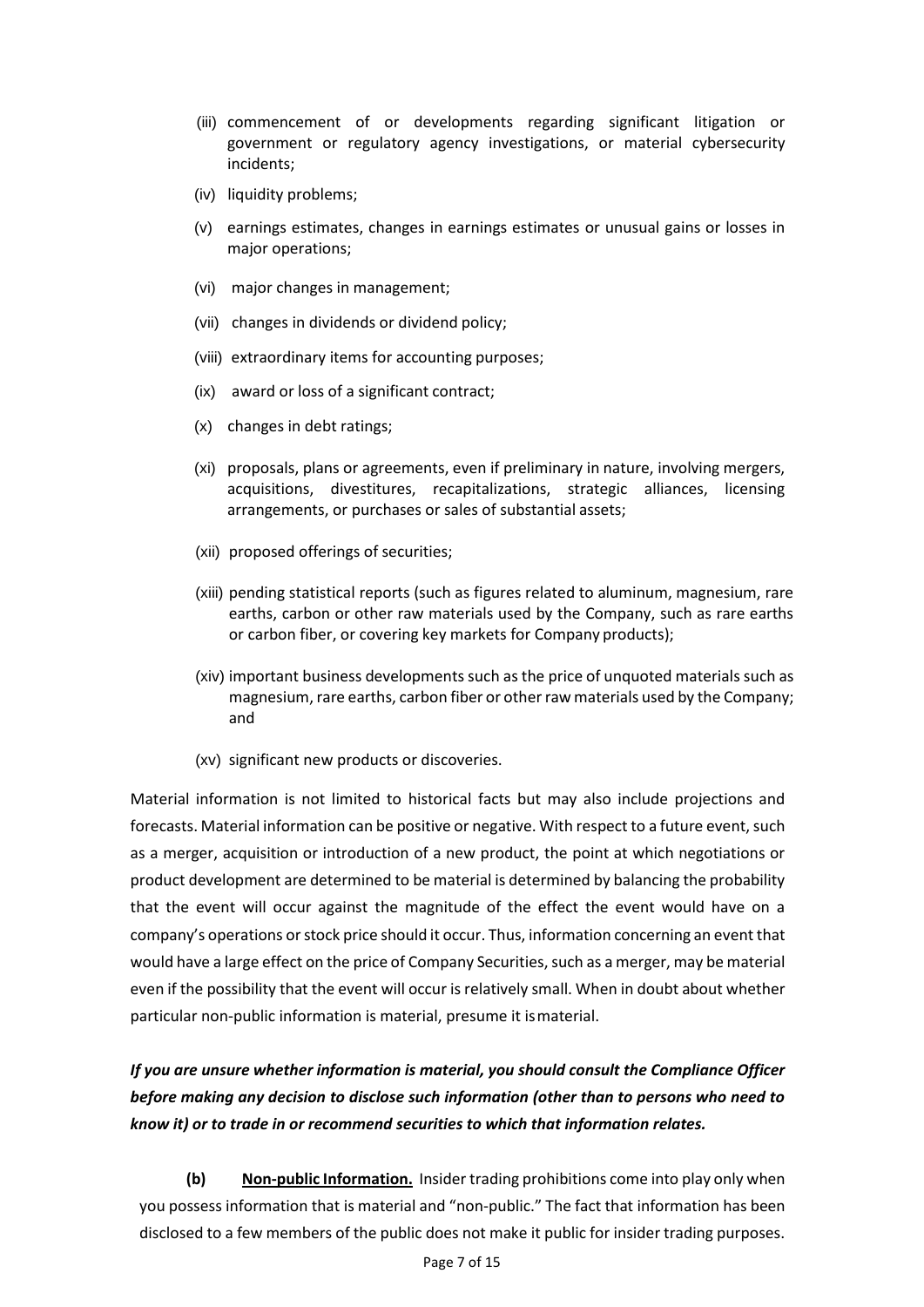(iii) commencement of or developments regarding significant litigation or government or regulatory agency investigations, or material cybersecurity incidents;

(iv) liquidity problems;

(v) earnings estimates, changes in earnings estimates or unusual gains or losses in major operations;

(vi) major changes in management;

(vii) changes in dividends or dividend policy;

(viii) extraordinary items for accounting purposes;

(ix) award or loss of a significant contract;

(x) changes in debt ratings;

(xi) proposals, plans or agreements, even if preliminary in nature, involving mergers, acquisitions, divestitures, recapitalizations, strategic alliances, licensing arrangements, or purchases or sales of substantial assets;

(xii) proposed offerings of securities;

(xiii) pending statistical reports (such as figures related to aluminum, magnesium, rare earths, carbon or other raw materials used by the Company, such as rare earths or carbon fiber, or covering key markets for Company products);

(xiv) important business developments such as the price of unquoted materials such as magnesium, rare earths, carbon fiber or other raw materials used by the Company; and

(xv) significant new products or discoveries.

Material information is not limited to historical facts but may also include projections and forecasts. Material information can be positive or negative. With respect to a future event, such as a merger, acquisition or introduction of a new product, the point at which negotiations or product development are determined to be material is determined by balancing the probability that the event will occur against the magnitude of the effect the event would have on a company's operations or stock price should it occur. Thus, information concerning an event that would have a large effect on the price of Company Securities, such as a merger, may be material even if the possibility that the event will occur is relatively small. When in doubt about whether particular non-public information is material, presume it is material.

***If you are unsure whether information is material, you should consult the Compliance Officer before making any decision to disclose such information (other than to persons who need to know it) or to trade in or recommend securities to which that information relates.***

**(b) Non-public Information.** Insider trading prohibitions come into play only when you possess information that is material and "non-public." The fact that information has been disclosed to a few members of the public does not make it public for insider trading purposes.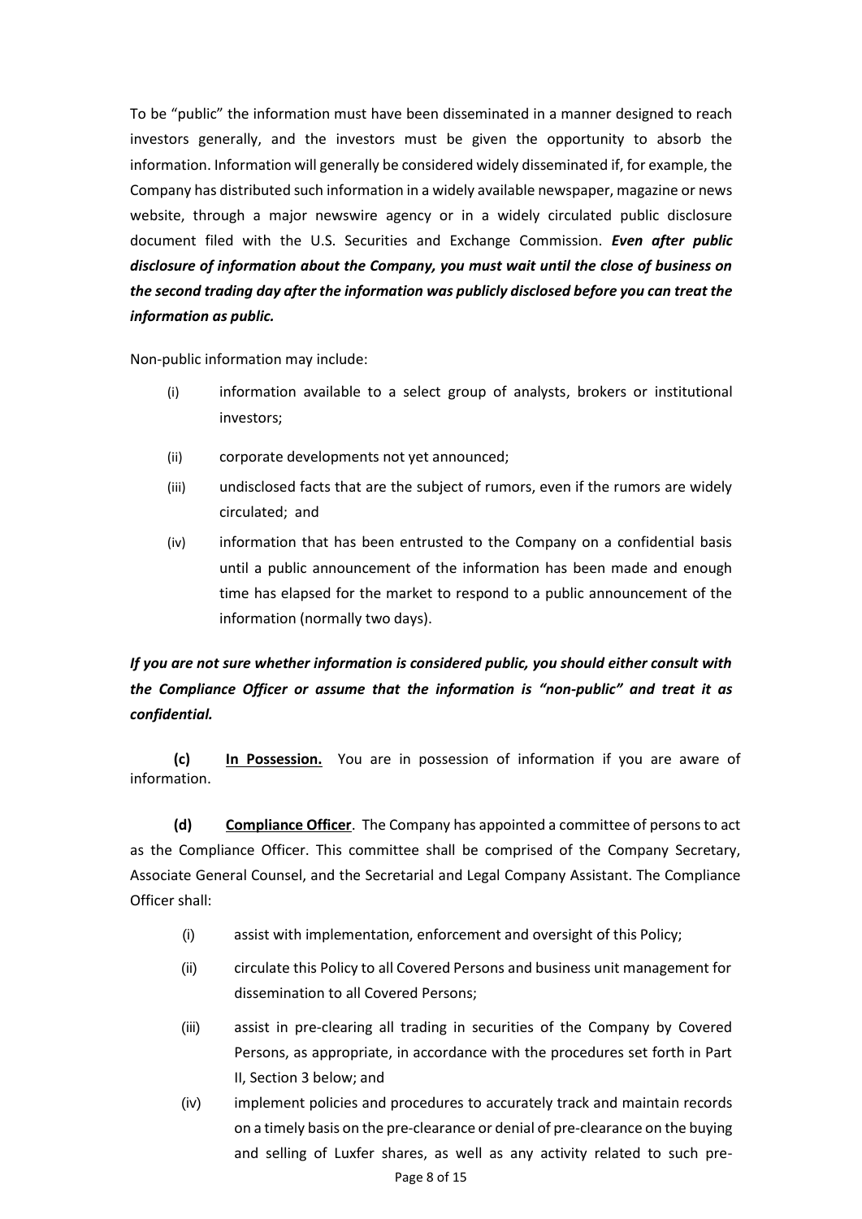To be "public" the information must have been disseminated in a manner designed to reach investors generally, and the investors must be given the opportunity to absorb the information. Information will generally be considered widely disseminated if, for example, the Company has distributed such information in a widely available newspaper, magazine or news website, through a major newswire agency or in a widely circulated public disclosure document filed with the U.S. Securities and Exchange Commission. ***Even after public disclosure of information about the Company, you must wait until the close of business on the second trading day after the information was publicly disclosed before you can treat the information as public.***

Non-public information may include:

(i) information available to a select group of analysts, brokers or institutional investors;

(ii) corporate developments not yet announced;

(iii) undisclosed facts that are the subject of rumors, even if the rumors are widely circulated; and

(iv) information that has been entrusted to the Company on a confidential basis until a public announcement of the information has been made and enough time has elapsed for the market to respond to a public announcement of the information (normally two days).

***If you are not sure whether information is considered public, you should either consult with the Compliance Officer or assume that the information is "non-public" and treat it as confidential.***

**(c) <u>In Possession.</u>** You are in possession of information if you are aware of information.

**(d) <u>Compliance Officer</u>**. The Company has appointed a committee of persons to act as the Compliance Officer. This committee shall be comprised of the Company Secretary, Associate General Counsel, and the Secretarial and Legal Company Assistant. The Compliance Officer shall:

(i) assist with implementation, enforcement and oversight of this Policy;

(ii) circulate this Policy to all Covered Persons and business unit management for dissemination to all Covered Persons;

(iii) assist in pre-clearing all trading in securities of the Company by Covered Persons, as appropriate, in accordance with the procedures set forth in Part II, Section 3 below; and

(iv) implement policies and procedures to accurately track and maintain records on a timely basis on the pre-clearance or denial of pre-clearance on the buying and selling of Luxfer shares, as well as any activity related to such pre-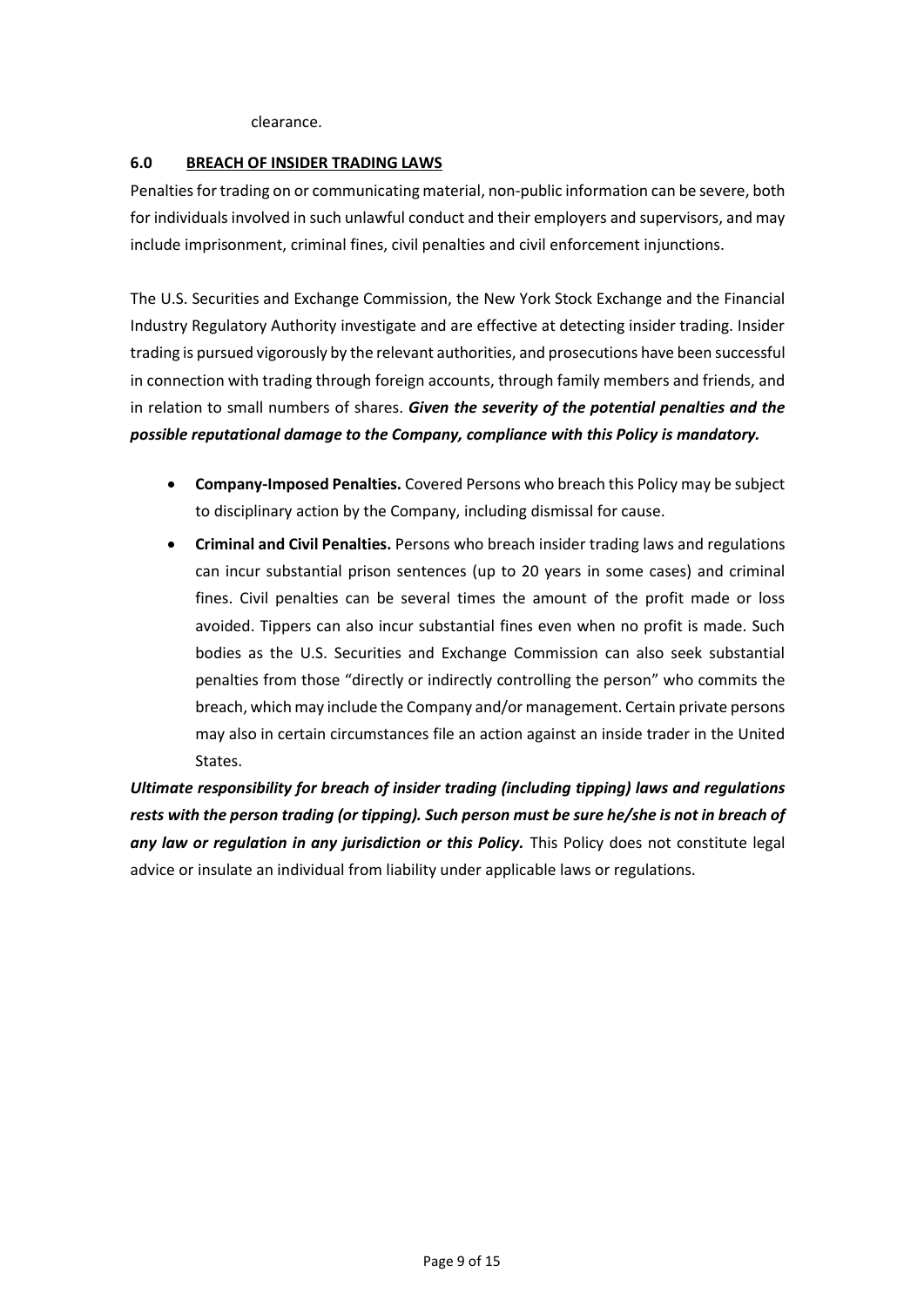clearance.

## 6.0 BREACH OF INSIDER TRADING LAWS

Penalties for trading on or communicating material, non-public information can be severe, both for individuals involved in such unlawful conduct and their employers and supervisors, and may include imprisonment, criminal fines, civil penalties and civil enforcement injunctions.

The U.S. Securities and Exchange Commission, the New York Stock Exchange and the Financial Industry Regulatory Authority investigate and are effective at detecting insider trading. Insider trading is pursued vigorously by the relevant authorities, and prosecutions have been successful in connection with trading through foreign accounts, through family members and friends, and in relation to small numbers of shares. ***Given the severity of the potential penalties and the possible reputational damage to the Company, compliance with this Policy is mandatory.***

- **Company-Imposed Penalties.** Covered Persons who breach this Policy may be subject to disciplinary action by the Company, including dismissal for cause.
- **Criminal and Civil Penalties.** Persons who breach insider trading laws and regulations can incur substantial prison sentences (up to 20 years in some cases) and criminal fines. Civil penalties can be several times the amount of the profit made or loss avoided. Tippers can also incur substantial fines even when no profit is made. Such bodies as the U.S. Securities and Exchange Commission can also seek substantial penalties from those "directly or indirectly controlling the person" who commits the breach, which may include the Company and/or management. Certain private persons may also in certain circumstances file an action against an inside trader in the United States.

***Ultimate responsibility for breach of insider trading (including tipping) laws and regulations rests with the person trading (or tipping). Such person must be sure he/she is not in breach of any law or regulation in any jurisdiction or this Policy.*** This Policy does not constitute legal advice or insulate an individual from liability under applicable laws or regulations.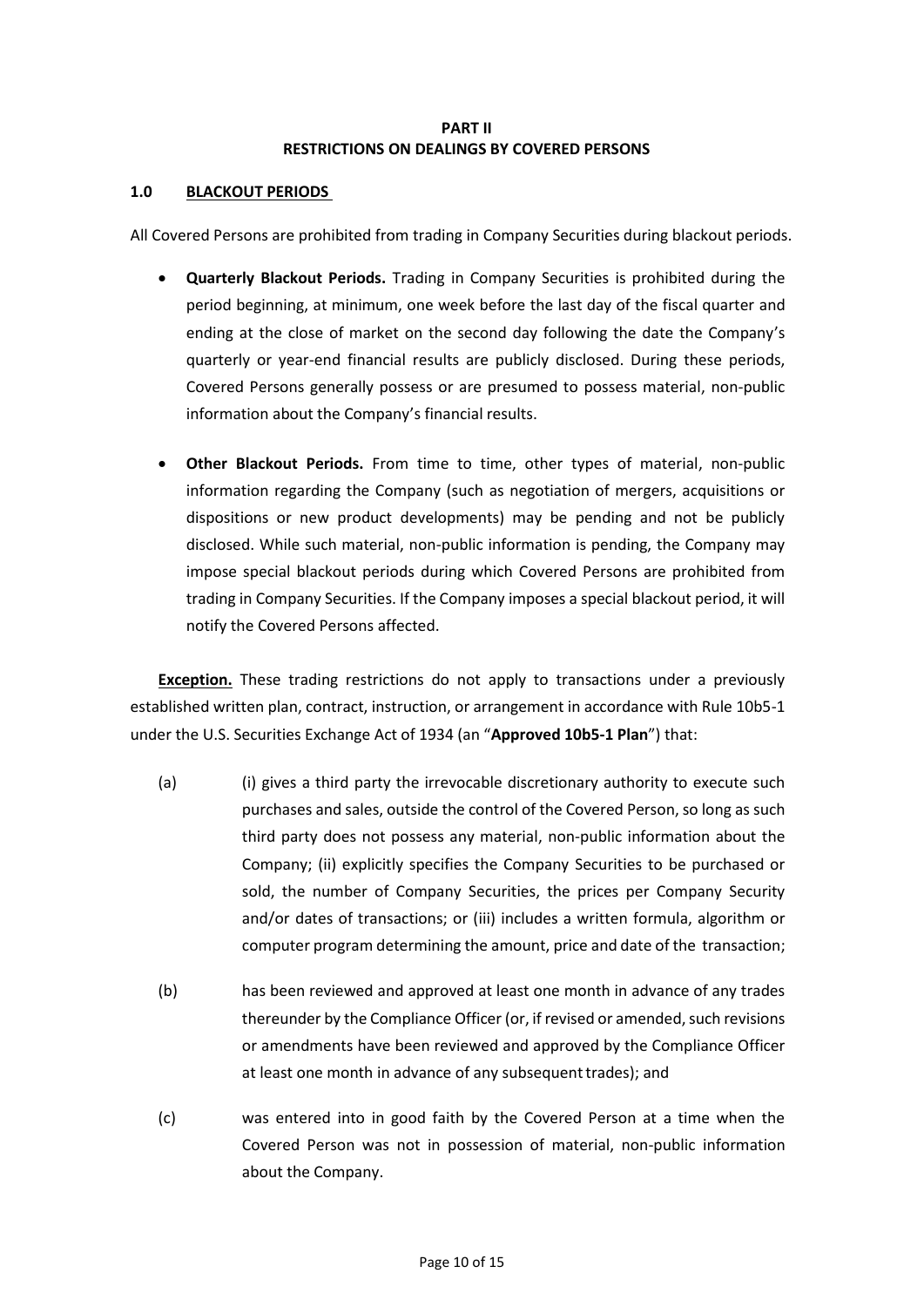# PART II
# RESTRICTIONS ON DEALINGS BY COVERED PERSONS

## 1.0 BLACKOUT PERIODS

All Covered Persons are prohibited from trading in Company Securities during blackout periods.

- **Quarterly Blackout Periods.** Trading in Company Securities is prohibited during the period beginning, at minimum, one week before the last day of the fiscal quarter and ending at the close of market on the second day following the date the Company's quarterly or year-end financial results are publicly disclosed. During these periods, Covered Persons generally possess or are presumed to possess material, non-public information about the Company's financial results.

- **Other Blackout Periods.** From time to time, other types of material, non-public information regarding the Company (such as negotiation of mergers, acquisitions or dispositions or new product developments) may be pending and not be publicly disclosed. While such material, non-public information is pending, the Company may impose special blackout periods during which Covered Persons are prohibited from trading in Company Securities. If the Company imposes a special blackout period, it will notify the Covered Persons affected.

**Exception.** These trading restrictions do not apply to transactions under a previously established written plan, contract, instruction, or arrangement in accordance with Rule 10b5-1 under the U.S. Securities Exchange Act of 1934 (an "**Approved 10b5-1 Plan**") that:

(a) (i) gives a third party the irrevocable discretionary authority to execute such purchases and sales, outside the control of the Covered Person, so long as such third party does not possess any material, non-public information about the Company; (ii) explicitly specifies the Company Securities to be purchased or sold, the number of Company Securities, the prices per Company Security and/or dates of transactions; or (iii) includes a written formula, algorithm or computer program determining the amount, price and date of the transaction;

(b) has been reviewed and approved at least one month in advance of any trades thereunder by the Compliance Officer (or, if revised or amended, such revisions or amendments have been reviewed and approved by the Compliance Officer at least one month in advance of any subsequent trades); and

(c) was entered into in good faith by the Covered Person at a time when the Covered Person was not in possession of material, non-public information about the Company.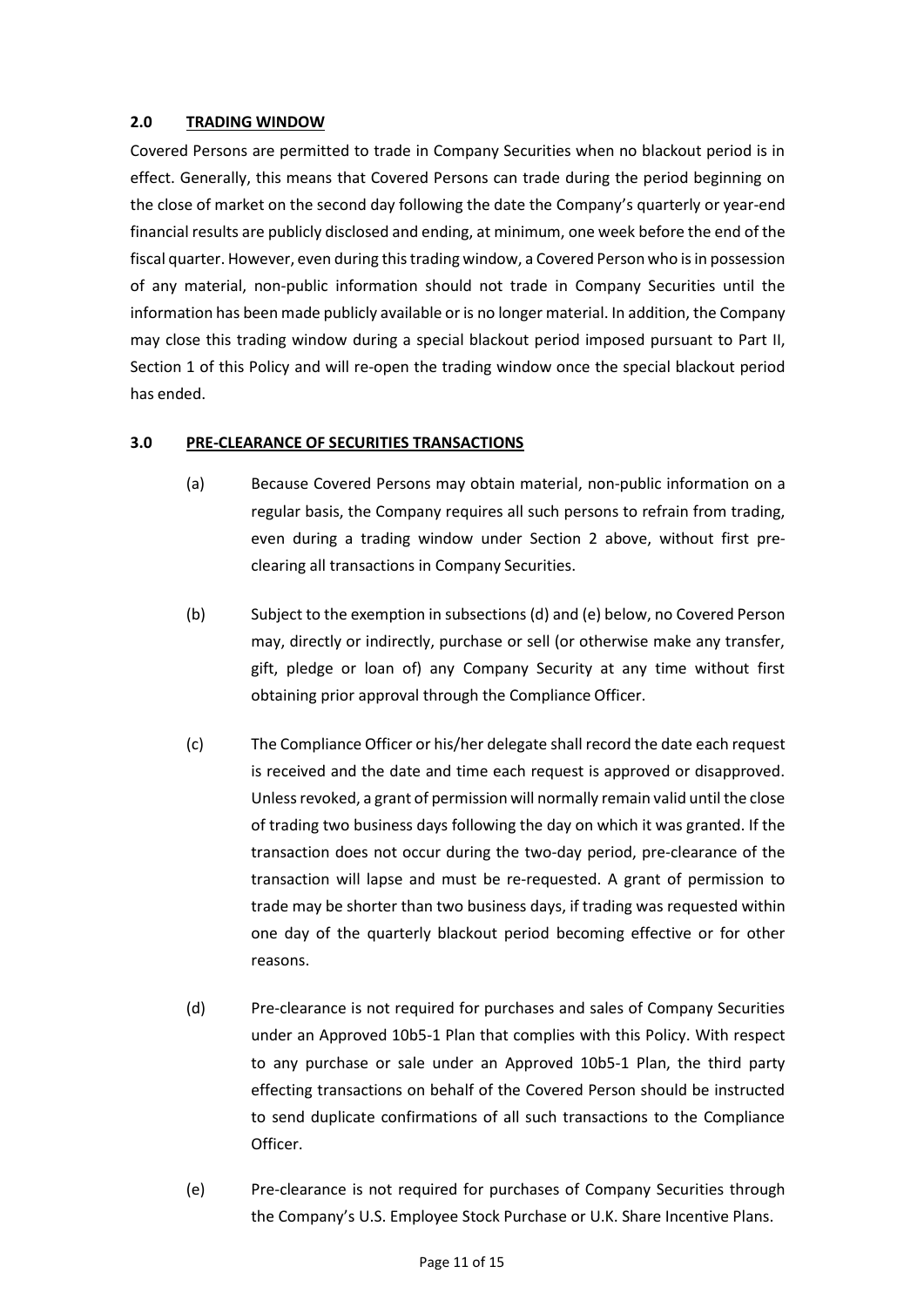## 2.0 TRADING WINDOW

Covered Persons are permitted to trade in Company Securities when no blackout period is in effect. Generally, this means that Covered Persons can trade during the period beginning on the close of market on the second day following the date the Company's quarterly or year-end financial results are publicly disclosed and ending, at minimum, one week before the end of the fiscal quarter. However, even during this trading window, a Covered Person who is in possession of any material, non-public information should not trade in Company Securities until the information has been made publicly available or is no longer material. In addition, the Company may close this trading window during a special blackout period imposed pursuant to Part II, Section 1 of this Policy and will re-open the trading window once the special blackout period has ended.

## 3.0 PRE-CLEARANCE OF SECURITIES TRANSACTIONS

(a) Because Covered Persons may obtain material, non-public information on a regular basis, the Company requires all such persons to refrain from trading, even during a trading window under Section 2 above, without first pre-clearing all transactions in Company Securities.

(b) Subject to the exemption in subsections (d) and (e) below, no Covered Person may, directly or indirectly, purchase or sell (or otherwise make any transfer, gift, pledge or loan of) any Company Security at any time without first obtaining prior approval through the Compliance Officer.

(c) The Compliance Officer or his/her delegate shall record the date each request is received and the date and time each request is approved or disapproved. Unless revoked, a grant of permission will normally remain valid until the close of trading two business days following the day on which it was granted. If the transaction does not occur during the two-day period, pre-clearance of the transaction will lapse and must be re-requested. A grant of permission to trade may be shorter than two business days, if trading was requested within one day of the quarterly blackout period becoming effective or for other reasons.

(d) Pre-clearance is not required for purchases and sales of Company Securities under an Approved 10b5-1 Plan that complies with this Policy. With respect to any purchase or sale under an Approved 10b5-1 Plan, the third party effecting transactions on behalf of the Covered Person should be instructed to send duplicate confirmations of all such transactions to the Compliance Officer.

(e) Pre-clearance is not required for purchases of Company Securities through the Company's U.S. Employee Stock Purchase or U.K. Share Incentive Plans.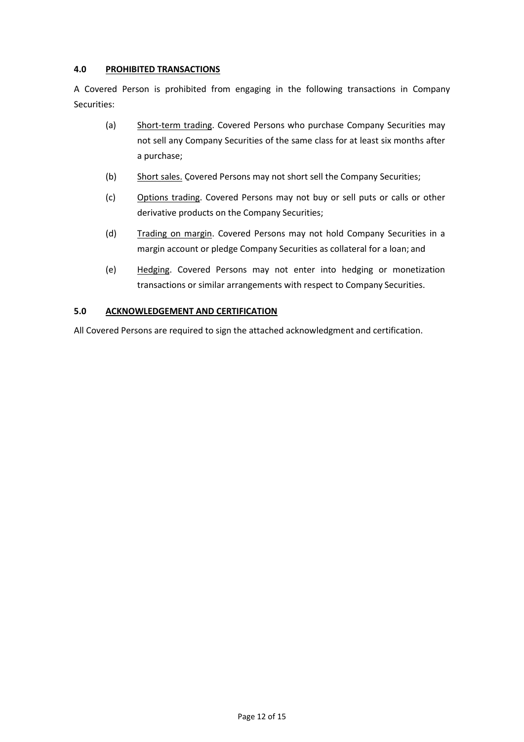## 4.0 PROHIBITED TRANSACTIONS

A Covered Person is prohibited from engaging in the following transactions in Company Securities:

(a) Short-term trading. Covered Persons who purchase Company Securities may not sell any Company Securities of the same class for at least six months after a purchase;

(b) Short sales. Covered Persons may not short sell the Company Securities;

(c) Options trading. Covered Persons may not buy or sell puts or calls or other derivative products on the Company Securities;

(d) Trading on margin. Covered Persons may not hold Company Securities in a margin account or pledge Company Securities as collateral for a loan; and

(e) Hedging. Covered Persons may not enter into hedging or monetization transactions or similar arrangements with respect to Company Securities.

## 5.0 ACKNOWLEDGEMENT AND CERTIFICATION

All Covered Persons are required to sign the attached acknowledgment and certification.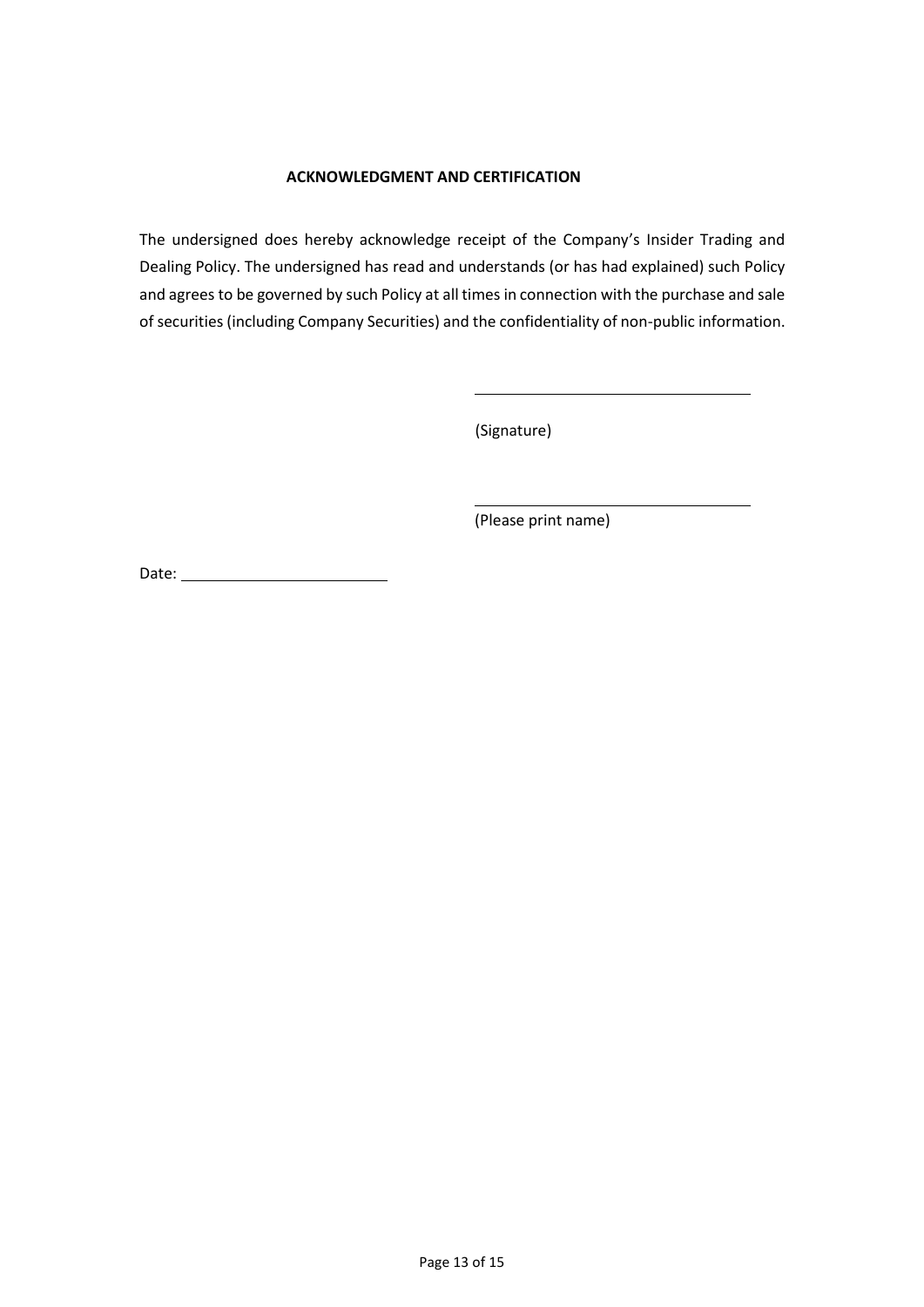## ACKNOWLEDGMENT AND CERTIFICATION

The undersigned does hereby acknowledge receipt of the Company's Insider Trading and Dealing Policy. The undersigned has read and understands (or has had explained) such Policy and agrees to be governed by such Policy at all times in connection with the purchase and sale of securities (including Company Securities) and the confidentiality of non-public information.

\_\_\_\_\_\_\_\_\_\_\_\_\_\_\_\_\_\_\_\_\_\_\_\_\_\_\_\_\_\_\_\_

(Signature)

\_\_\_\_\_\_\_\_\_\_\_\_\_\_\_\_\_\_\_\_\_\_\_\_\_\_\_\_\_\_\_\_

(Please print name)

Date: \_\_\_\_\_\_\_\_\_\_\_\_\_\_\_\_\_\_\_\_\_\_\_\_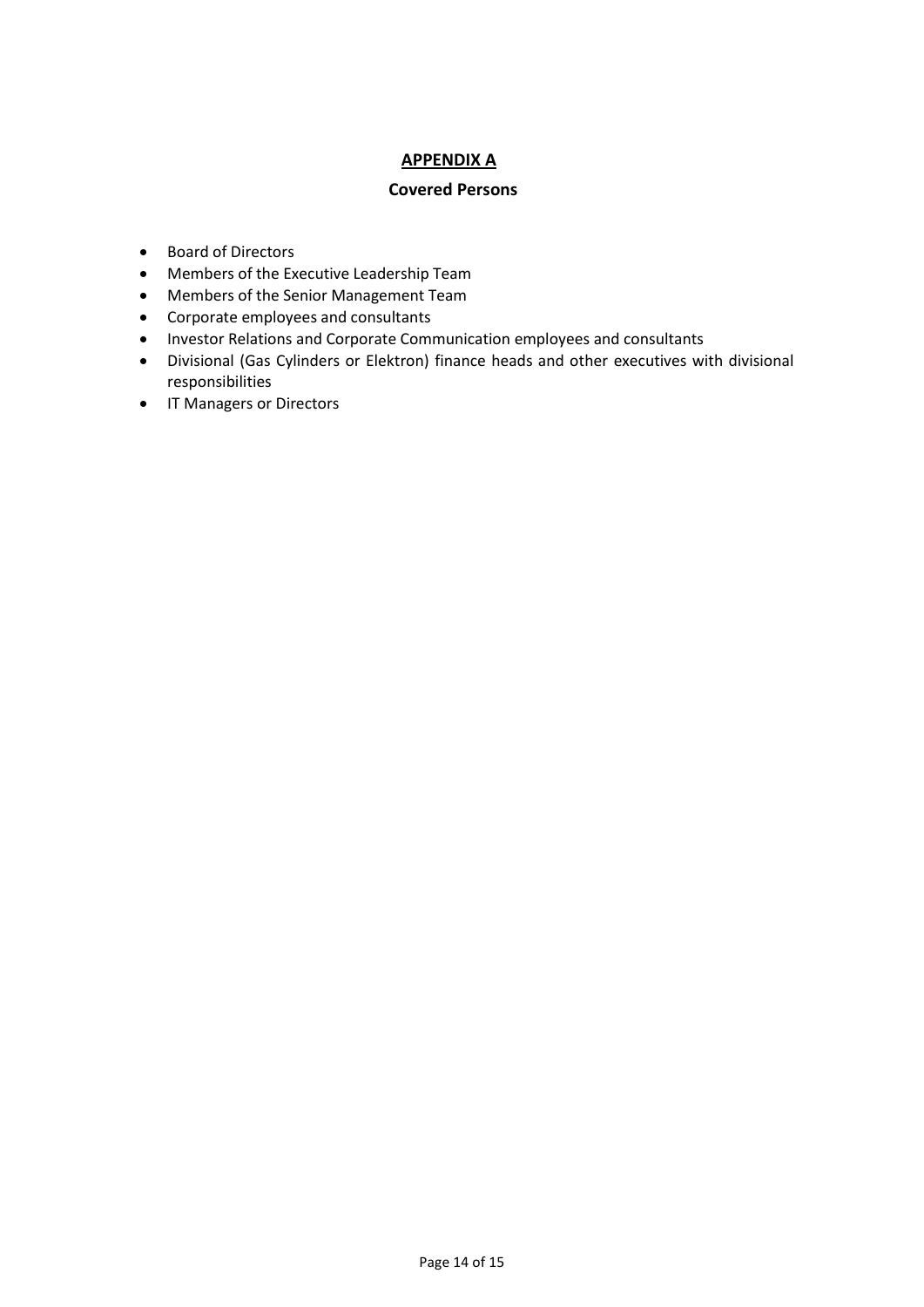# APPENDIX A

## Covered Persons

- Board of Directors
- Members of the Executive Leadership Team
- Members of the Senior Management Team
- Corporate employees and consultants
- Investor Relations and Corporate Communication employees and consultants
- Divisional (Gas Cylinders or Elektron) finance heads and other executives with divisional responsibilities
- IT Managers or Directors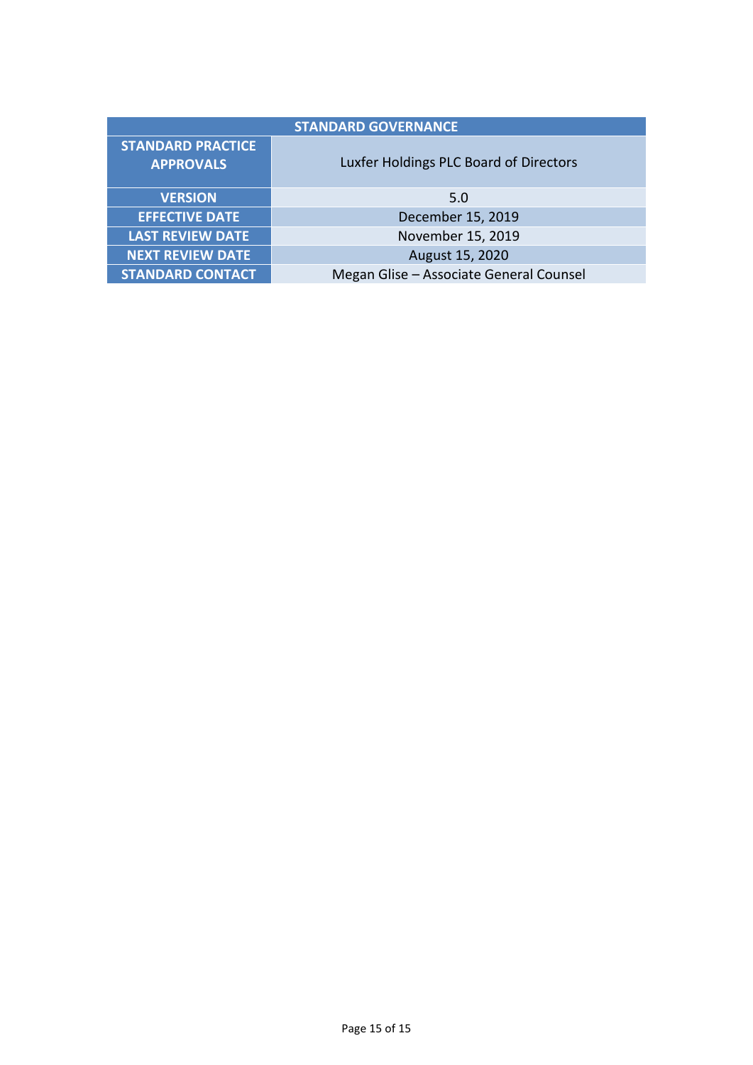| STANDARD GOVERNANCE | |
|---|---|
| STANDARD PRACTICE APPROVALS | Luxfer Holdings PLC Board of Directors |
| VERSION | 5.0 |
| EFFECTIVE DATE | December 15, 2019 |
| LAST REVIEW DATE | November 15, 2019 |
| NEXT REVIEW DATE | August 15, 2020 |
| STANDARD CONTACT | Megan Glise – Associate General Counsel |